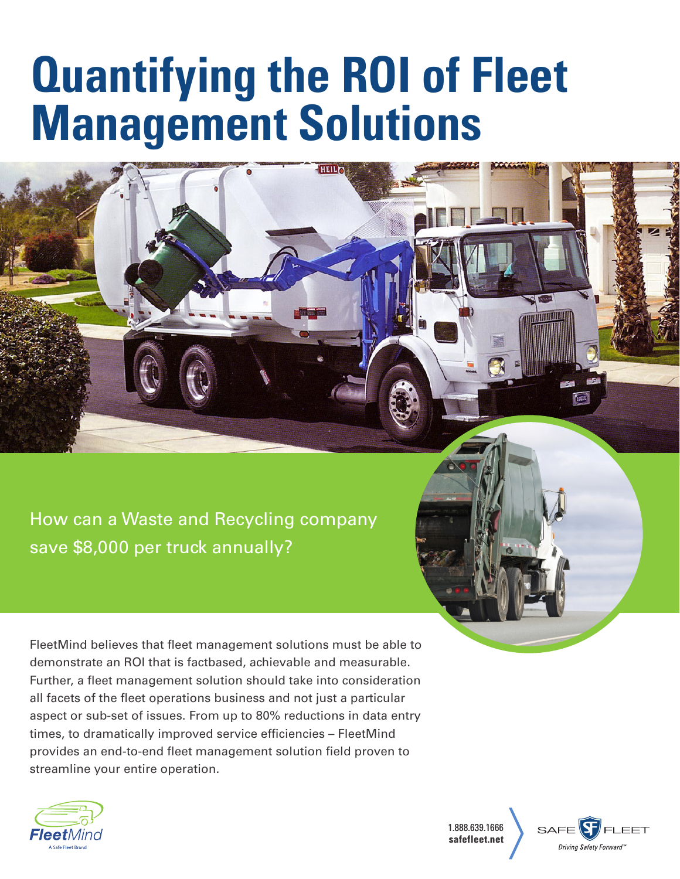# Quantifying the ROI of Fleet Management Solutions

How can a Waste and Recycling company save $8,000 per truck annually?

FleetMind believes that fleet management solutions must be able to demonstrate an ROI that is factbased, achievable and measurable. Further, a fleet management solution should take into consideration all facets of the fleet operations business and not just a particular aspect or sub-set of issues. From up to 80% reductions in data entry times, to dramatically improved service efficiencies – FleetMind provides an end-to-end fleet management solution field proven to streamline your entire operation.

FleetMind
A Safe Fleet Brand

1.888.639.1666
safefleet.net

SAFE FLEET
Driving Safety Forward™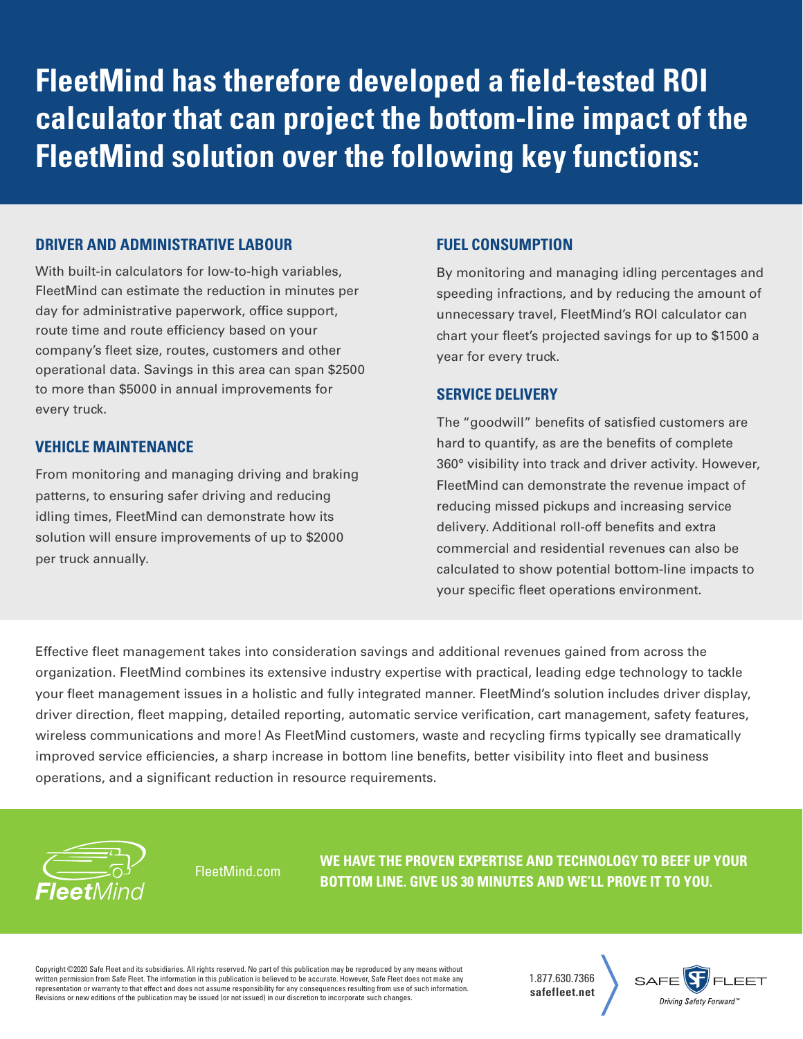# FleetMind has therefore developed a field-tested ROI calculator that can project the bottom-line impact of the FleetMind solution over the following key functions:

## DRIVER AND ADMINISTRATIVE LABOUR

With built-in calculators for low-to-high variables, FleetMind can estimate the reduction in minutes per day for administrative paperwork, office support, route time and route efficiency based on your company's fleet size, routes, customers and other operational data. Savings in this area can span $2500 to more than $5000 in annual improvements for every truck.

## VEHICLE MAINTENANCE

From monitoring and managing driving and braking patterns, to ensuring safer driving and reducing idling times, FleetMind can demonstrate how its solution will ensure improvements of up to $2000 per truck annually.

## FUEL CONSUMPTION

By monitoring and managing idling percentages and speeding infractions, and by reducing the amount of unnecessary travel, FleetMind's ROI calculator can chart your fleet's projected savings for up to $1500 a year for every truck.

## SERVICE DELIVERY

The "goodwill" benefits of satisfied customers are hard to quantify, as are the benefits of complete 360° visibility into track and driver activity. However, FleetMind can demonstrate the revenue impact of reducing missed pickups and increasing service delivery. Additional roll-off benefits and extra commercial and residential revenues can also be calculated to show potential bottom-line impacts to your specific fleet operations environment.

Effective fleet management takes into consideration savings and additional revenues gained from across the organization. FleetMind combines its extensive industry expertise with practical, leading edge technology to tackle your fleet management issues in a holistic and fully integrated manner. FleetMind's solution includes driver display, driver direction, fleet mapping, detailed reporting, automatic service verification, cart management, safety features, wireless communications and more! As FleetMind customers, waste and recycling firms typically see dramatically improved service efficiencies, a sharp increase in bottom line benefits, better visibility into fleet and business operations, and a significant reduction in resource requirements.

FleetMind

FleetMind.com

**WE HAVE THE PROVEN EXPERTISE AND TECHNOLOGY TO BEEF UP YOUR BOTTOM LINE. GIVE US 30 MINUTES AND WE'LL PROVE IT TO YOU.**

Copyright ©2020 Safe Fleet and its subsidiaries. All rights reserved. No part of this publication may be reproduced by any means without written permission from Safe Fleet. The information in this publication is believed to be accurate. However, Safe Fleet does not make any representation or warranty to that effect and does not assume responsibility for any consequences resulting from use of such information. Revisions or new editions of the publication may be issued (or not issued) in our discretion to incorporate such changes.

1.877.630.7366
**safefleet.net**

SAFE FLEET
Driving Safety Forward™